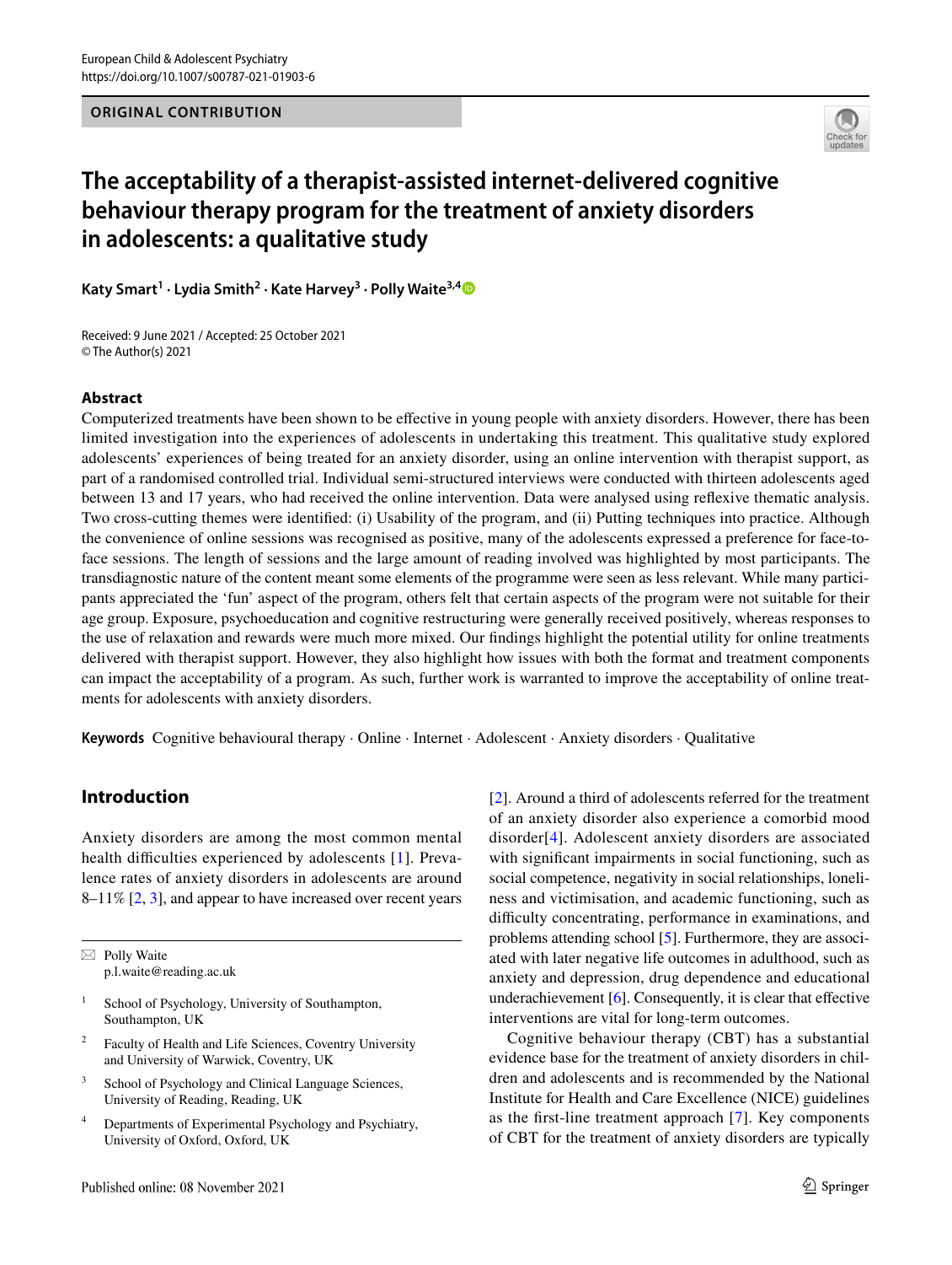ORIGINAL CONTRIBUTION

# The acceptability of a therapist-assisted internet-delivered cognitive behaviour therapy program for the treatment of anxiety disorders in adolescents: a qualitative study

**Katy Smart[1] · Lydia Smith[2] · Kate Harvey[3] · Polly Waite[3,4]**

Received: 9 June 2021 / Accepted: 25 October 2021
© The Author(s) 2021

## Abstract

Computerized treatments have been shown to be effective in young people with anxiety disorders. However, there has been limited investigation into the experiences of adolescents in undertaking this treatment. This qualitative study explored adolescents' experiences of being treated for an anxiety disorder, using an online intervention with therapist support, as part of a randomised controlled trial. Individual semi-structured interviews were conducted with thirteen adolescents aged between 13 and 17 years, who had received the online intervention. Data were analysed using reflexive thematic analysis. Two cross-cutting themes were identified: (i) Usability of the program, and (ii) Putting techniques into practice. Although the convenience of online sessions was recognised as positive, many of the adolescents expressed a preference for face-to-face sessions. The length of sessions and the large amount of reading involved was highlighted by most participants. The transdiagnostic nature of the content meant some elements of the programme were seen as less relevant. While many participants appreciated the 'fun' aspect of the program, others felt that certain aspects of the program were not suitable for their age group. Exposure, psychoeducation and cognitive restructuring were generally received positively, whereas responses to the use of relaxation and rewards were much more mixed. Our findings highlight the potential utility for online treatments delivered with therapist support. However, they also highlight how issues with both the format and treatment components can impact the acceptability of a program. As such, further work is warranted to improve the acceptability of online treatments for adolescents with anxiety disorders.

**Keywords** Cognitive behavioural therapy · Online · Internet · Adolescent · Anxiety disorders · Qualitative

## Introduction

Anxiety disorders are among the most common mental health difficulties experienced by adolescents [1]. Prevalence rates of anxiety disorders in adolescents are around 8–11% [2, 3], and appear to have increased over recent years [2]. Around a third of adolescents referred for the treatment of an anxiety disorder also experience a comorbid mood disorder[4]. Adolescent anxiety disorders are associated with significant impairments in social functioning, such as social competence, negativity in social relationships, loneliness and victimisation, and academic functioning, such as difficulty concentrating, performance in examinations, and problems attending school [5]. Furthermore, they are associated with later negative life outcomes in adulthood, such as anxiety and depression, drug dependence and educational underachievement [6]. Consequently, it is clear that effective interventions are vital for long-term outcomes.

Cognitive behaviour therapy (CBT) has a substantial evidence base for the treatment of anxiety disorders in children and adolescents and is recommended by the National Institute for Health and Care Excellence (NICE) guidelines as the first-line treatment approach [7]. Key components of CBT for the treatment of anxiety disorders are typically

---

✉ Polly Waite
p.l.waite@reading.ac.uk

[1] School of Psychology, University of Southampton, Southampton, UK

[2] Faculty of Health and Life Sciences, Coventry University and University of Warwick, Coventry, UK

[3] School of Psychology and Clinical Language Sciences, University of Reading, Reading, UK

[4] Departments of Experimental Psychology and Psychiatry, University of Oxford, Oxford, UK

Published online: 08 November 2021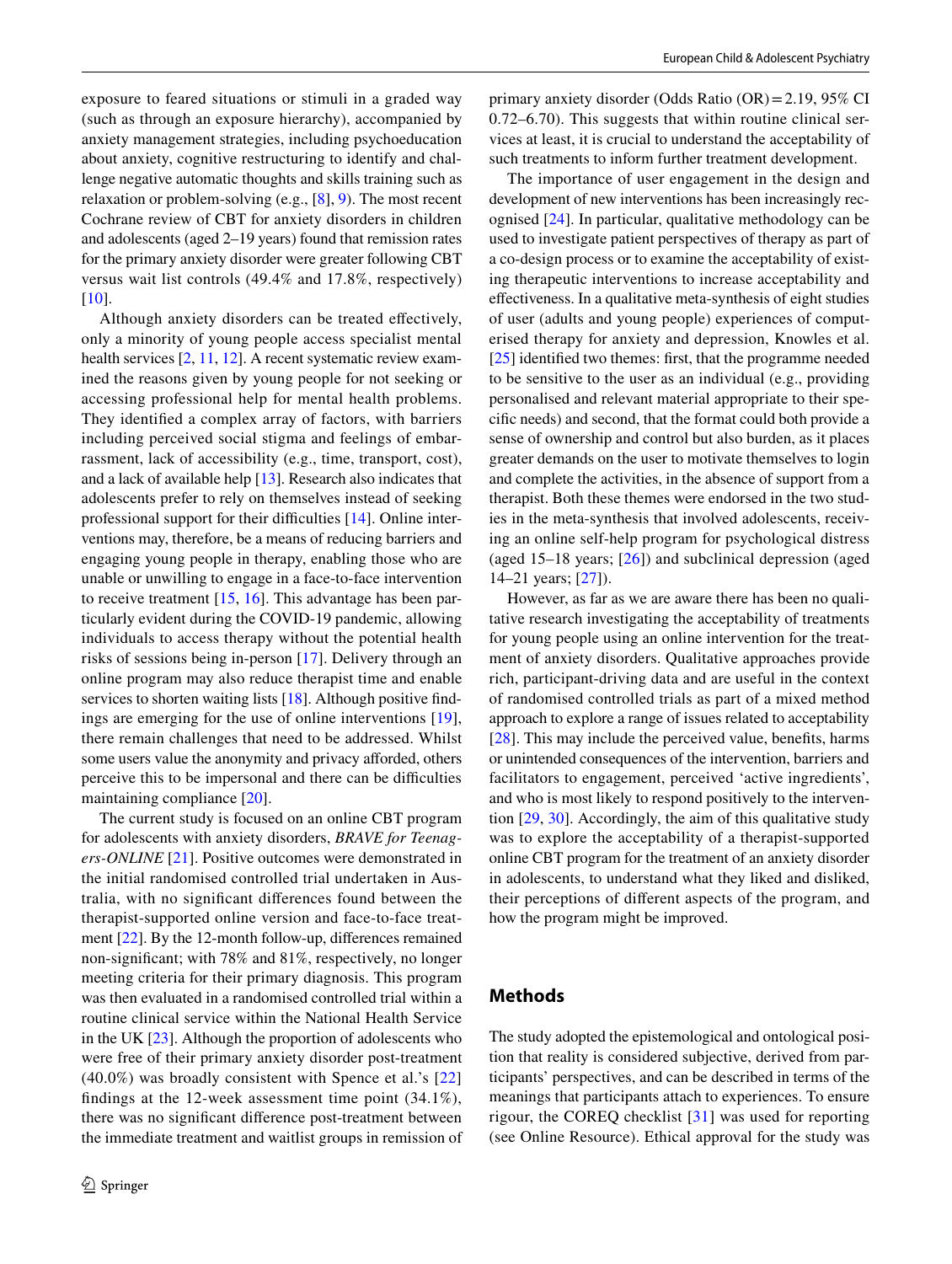exposure to feared situations or stimuli in a graded way (such as through an exposure hierarchy), accompanied by anxiety management strategies, including psychoeducation about anxiety, cognitive restructuring to identify and challenge negative automatic thoughts and skills training such as relaxation or problem-solving (e.g., [8], [9]). The most recent Cochrane review of CBT for anxiety disorders in children and adolescents (aged 2–19 years) found that remission rates for the primary anxiety disorder were greater following CBT versus wait list controls (49.4% and 17.8%, respectively) [10].

Although anxiety disorders can be treated effectively, only a minority of young people access specialist mental health services [2, 11, 12]. A recent systematic review examined the reasons given by young people for not seeking or accessing professional help for mental health problems. They identified a complex array of factors, with barriers including perceived social stigma and feelings of embarrassment, lack of accessibility (e.g., time, transport, cost), and a lack of available help [13]. Research also indicates that adolescents prefer to rely on themselves instead of seeking professional support for their difficulties [14]. Online interventions may, therefore, be a means of reducing barriers and engaging young people in therapy, enabling those who are unable or unwilling to engage in a face-to-face intervention to receive treatment [15, 16]. This advantage has been particularly evident during the COVID-19 pandemic, allowing individuals to access therapy without the potential health risks of sessions being in-person [17]. Delivery through an online program may also reduce therapist time and enable services to shorten waiting lists [18]. Although positive findings are emerging for the use of online interventions [19], there remain challenges that need to be addressed. Whilst some users value the anonymity and privacy afforded, others perceive this to be impersonal and there can be difficulties maintaining compliance [20].

The current study is focused on an online CBT program for adolescents with anxiety disorders, *BRAVE for Teenagers-ONLINE* [21]. Positive outcomes were demonstrated in the initial randomised controlled trial undertaken in Australia, with no significant differences found between the therapist-supported online version and face-to-face treatment [22]. By the 12-month follow-up, differences remained non-significant; with 78% and 81%, respectively, no longer meeting criteria for their primary diagnosis. This program was then evaluated in a randomised controlled trial within a routine clinical service within the National Health Service in the UK [23]. Although the proportion of adolescents who were free of their primary anxiety disorder post-treatment (40.0%) was broadly consistent with Spence et al.'s [22] findings at the 12-week assessment time point (34.1%), there was no significant difference post-treatment between the immediate treatment and waitlist groups in remission of primary anxiety disorder (Odds Ratio (OR) = 2.19, 95% CI 0.72–6.70). This suggests that within routine clinical services at least, it is crucial to understand the acceptability of such treatments to inform further treatment development.

The importance of user engagement in the design and development of new interventions has been increasingly recognised [24]. In particular, qualitative methodology can be used to investigate patient perspectives of therapy as part of a co-design process or to examine the acceptability of existing therapeutic interventions to increase acceptability and effectiveness. In a qualitative meta-synthesis of eight studies of user (adults and young people) experiences of computerised therapy for anxiety and depression, Knowles et al. [25] identified two themes: first, that the programme needed to be sensitive to the user as an individual (e.g., providing personalised and relevant material appropriate to their specific needs) and second, that the format could both provide a sense of ownership and control but also burden, as it places greater demands on the user to motivate themselves to login and complete the activities, in the absence of support from a therapist. Both these themes were endorsed in the two studies in the meta-synthesis that involved adolescents, receiving an online self-help program for psychological distress (aged 15–18 years; [26]) and subclinical depression (aged 14–21 years; [27]).

However, as far as we are aware there has been no qualitative research investigating the acceptability of treatments for young people using an online intervention for the treatment of anxiety disorders. Qualitative approaches provide rich, participant-driving data and are useful in the context of randomised controlled trials as part of a mixed method approach to explore a range of issues related to acceptability [28]. This may include the perceived value, benefits, harms or unintended consequences of the intervention, barriers and facilitators to engagement, perceived 'active ingredients', and who is most likely to respond positively to the intervention [29, 30]. Accordingly, the aim of this qualitative study was to explore the acceptability of a therapist-supported online CBT program for the treatment of an anxiety disorder in adolescents, to understand what they liked and disliked, their perceptions of different aspects of the program, and how the program might be improved.

## Methods

The study adopted the epistemological and ontological position that reality is considered subjective, derived from participants' perspectives, and can be described in terms of the meanings that participants attach to experiences. To ensure rigour, the COREQ checklist [31] was used for reporting (see Online Resource). Ethical approval for the study was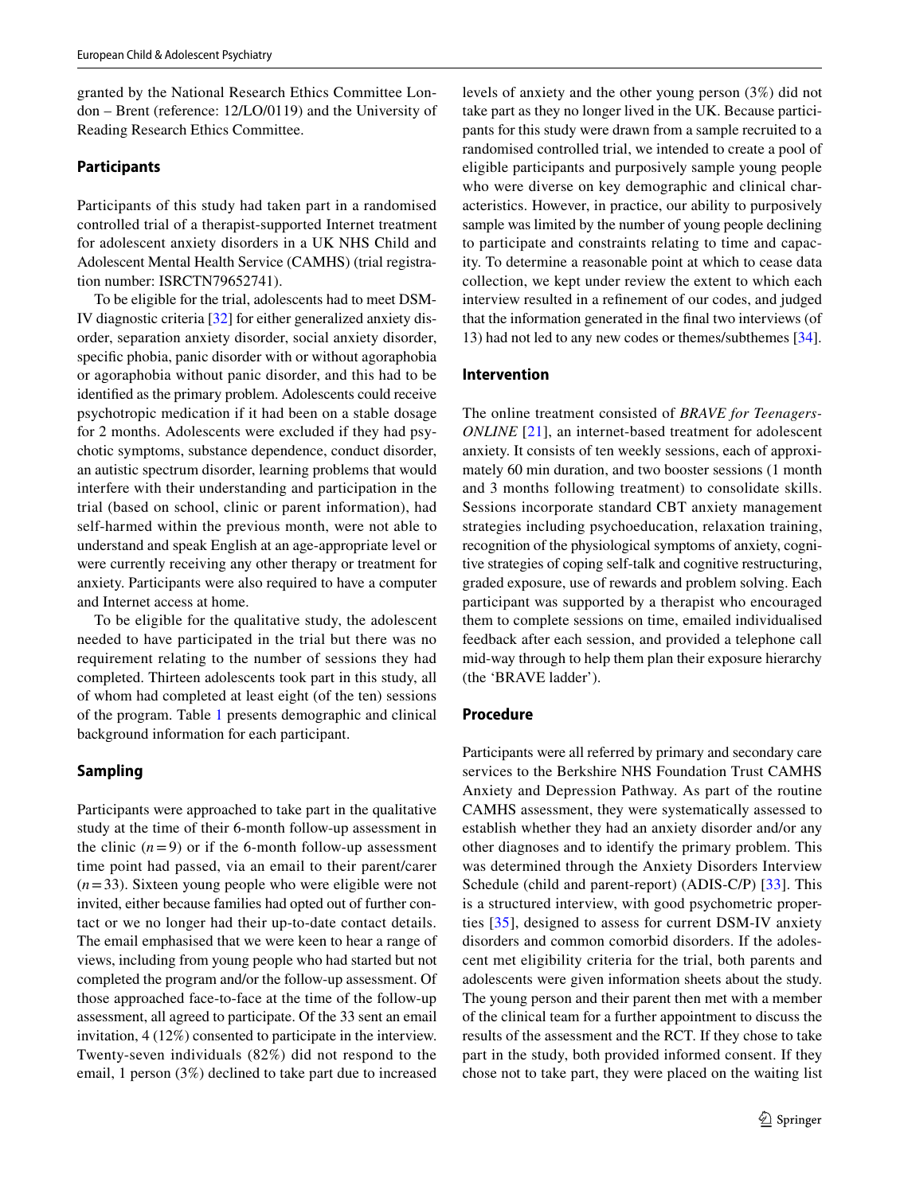granted by the National Research Ethics Committee London – Brent (reference: 12/LO/0119) and the University of Reading Research Ethics Committee.

## Participants

Participants of this study had taken part in a randomised controlled trial of a therapist-supported Internet treatment for adolescent anxiety disorders in a UK NHS Child and Adolescent Mental Health Service (CAMHS) (trial registration number: ISRCTN79652741).

To be eligible for the trial, adolescents had to meet DSM-IV diagnostic criteria [32] for either generalized anxiety disorder, separation anxiety disorder, social anxiety disorder, specific phobia, panic disorder with or without agoraphobia or agoraphobia without panic disorder, and this had to be identified as the primary problem. Adolescents could receive psychotropic medication if it had been on a stable dosage for 2 months. Adolescents were excluded if they had psychotic symptoms, substance dependence, conduct disorder, an autistic spectrum disorder, learning problems that would interfere with their understanding and participation in the trial (based on school, clinic or parent information), had self-harmed within the previous month, were not able to understand and speak English at an age-appropriate level or were currently receiving any other therapy or treatment for anxiety. Participants were also required to have a computer and Internet access at home.

To be eligible for the qualitative study, the adolescent needed to have participated in the trial but there was no requirement relating to the number of sessions they had completed. Thirteen adolescents took part in this study, all of whom had completed at least eight (of the ten) sessions of the program. Table 1 presents demographic and clinical background information for each participant.

## Sampling

Participants were approached to take part in the qualitative study at the time of their 6-month follow-up assessment in the clinic ($n = 9$) or if the 6-month follow-up assessment time point had passed, via an email to their parent/carer ($n = 33$). Sixteen young people who were eligible were not invited, either because families had opted out of further contact or we no longer had their up-to-date contact details. The email emphasised that we were keen to hear a range of views, including from young people who had started but not completed the program and/or the follow-up assessment. Of those approached face-to-face at the time of the follow-up assessment, all agreed to participate. Of the 33 sent an email invitation, 4 (12%) consented to participate in the interview. Twenty-seven individuals (82%) did not respond to the email, 1 person (3%) declined to take part due to increased levels of anxiety and the other young person (3%) did not take part as they no longer lived in the UK. Because participants for this study were drawn from a sample recruited to a randomised controlled trial, we intended to create a pool of eligible participants and purposively sample young people who were diverse on key demographic and clinical characteristics. However, in practice, our ability to purposively sample was limited by the number of young people declining to participate and constraints relating to time and capacity. To determine a reasonable point at which to cease data collection, we kept under review the extent to which each interview resulted in a refinement of our codes, and judged that the information generated in the final two interviews (of 13) had not led to any new codes or themes/subthemes [34].

## Intervention

The online treatment consisted of *BRAVE for Teenagers-ONLINE* [21], an internet-based treatment for adolescent anxiety. It consists of ten weekly sessions, each of approximately 60 min duration, and two booster sessions (1 month and 3 months following treatment) to consolidate skills. Sessions incorporate standard CBT anxiety management strategies including psychoeducation, relaxation training, recognition of the physiological symptoms of anxiety, cognitive strategies of coping self-talk and cognitive restructuring, graded exposure, use of rewards and problem solving. Each participant was supported by a therapist who encouraged them to complete sessions on time, emailed individualised feedback after each session, and provided a telephone call mid-way through to help them plan their exposure hierarchy (the 'BRAVE ladder').

## Procedure

Participants were all referred by primary and secondary care services to the Berkshire NHS Foundation Trust CAMHS Anxiety and Depression Pathway. As part of the routine CAMHS assessment, they were systematically assessed to establish whether they had an anxiety disorder and/or any other diagnoses and to identify the primary problem. This was determined through the Anxiety Disorders Interview Schedule (child and parent-report) (ADIS-C/P) [33]. This is a structured interview, with good psychometric properties [35], designed to assess for current DSM-IV anxiety disorders and common comorbid disorders. If the adolescent met eligibility criteria for the trial, both parents and adolescents were given information sheets about the study. The young person and their parent then met with a member of the clinical team for a further appointment to discuss the results of the assessment and the RCT. If they chose to take part in the study, both provided informed consent. If they chose not to take part, they were placed on the waiting list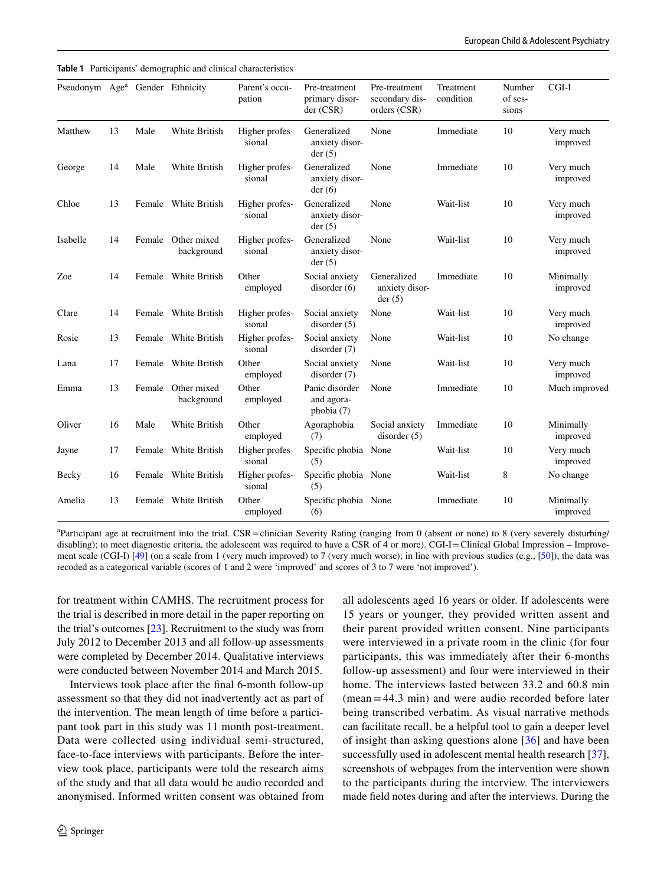**Table 1** Participants' demographic and clinical characteristics

| Pseudonym | Age[a] | Gender | Ethnicity | Parent's occupation | Pre-treatment primary disorder (CSR) | Pre-treatment secondary disorders (CSR) | Treatment condition | Number of sessions | CGI-I |
|---|---|---|---|---|---|---|---|---|---|
| Matthew | 13 | Male | White British | Higher professional | Generalized anxiety disorder (5) | None | Immediate | 10 | Very much improved |
| George | 14 | Male | White British | Higher professional | Generalized anxiety disorder (6) | None | Immediate | 10 | Very much improved |
| Chloe | 13 | Female | White British | Higher professional | Generalized anxiety disorder (5) | None | Wait-list | 10 | Very much improved |
| Isabelle | 14 | Female | Other mixed background | Higher professional | Generalized anxiety disorder (5) | None | Wait-list | 10 | Very much improved |
| Zoe | 14 | Female | White British | Other employed | Social anxiety disorder (6) | Generalized anxiety disorder (5) | Immediate | 10 | Minimally improved |
| Clare | 14 | Female | White British | Higher professional | Social anxiety disorder (5) | None | Wait-list | 10 | Very much improved |
| Rosie | 13 | Female | White British | Higher professional | Social anxiety disorder (7) | None | Wait-list | 10 | No change |
| Lana | 17 | Female | White British | Other employed | Social anxiety disorder (7) | None | Wait-list | 10 | Very much improved |
| Emma | 13 | Female | Other mixed background | Other employed | Panic disorder and agoraphobia (7) | None | Immediate | 10 | Much improved |
| Oliver | 16 | Male | White British | Other employed | Agoraphobia (7) | Social anxiety disorder (5) | Immediate | 10 | Minimally improved |
| Jayne | 17 | Female | White British | Higher professional | Specific phobia (5) | None | Wait-list | 10 | Very much improved |
| Becky | 16 | Female | White British | Higher professional | Specific phobia (5) | None | Wait-list | 8 | No change |
| Amelia | 13 | Female | White British | Other employed | Specific phobia (6) | None | Immediate | 10 | Minimally improved |

[a]Participant age at recruitment into the trial. CSR = clinician Severity Rating (ranging from 0 (absent or none) to 8 (very severely disturbing/disabling); to meet diagnostic criteria, the adolescent was required to have a CSR of 4 or more). CGI-I = Clinical Global Impression – Improvement scale (CGI-I) [49] (on a scale from 1 (very much improved) to 7 (very much worse); in line with previous studies (e.g., [50]), the data was recoded as a categorical variable (scores of 1 and 2 were 'improved' and scores of 3 to 7 were 'not improved').

for treatment within CAMHS. The recruitment process for the trial is described in more detail in the paper reporting on the trial's outcomes [23]. Recruitment to the study was from July 2012 to December 2013 and all follow-up assessments were completed by December 2014. Qualitative interviews were conducted between November 2014 and March 2015.

Interviews took place after the final 6-month follow-up assessment so that they did not inadvertently act as part of the intervention. The mean length of time before a participant took part in this study was 11 month post-treatment. Data were collected using individual semi-structured, face-to-face interviews with participants. Before the interview took place, participants were told the research aims of the study and that all data would be audio recorded and anonymised. Informed written consent was obtained from all adolescents aged 16 years or older. If adolescents were 15 years or younger, they provided written assent and their parent provided written consent. Nine participants were interviewed in a private room in the clinic (for four participants, this was immediately after their 6-months follow-up assessment) and four were interviewed in their home. The interviews lasted between 33.2 and 60.8 min (mean = 44.3 min) and were audio recorded before later being transcribed verbatim. As visual narrative methods can facilitate recall, be a helpful tool to gain a deeper level of insight than asking questions alone [36] and have been successfully used in adolescent mental health research [37], screenshots of webpages from the intervention were shown to the participants during the interview. The interviewers made field notes during and after the interviews. During the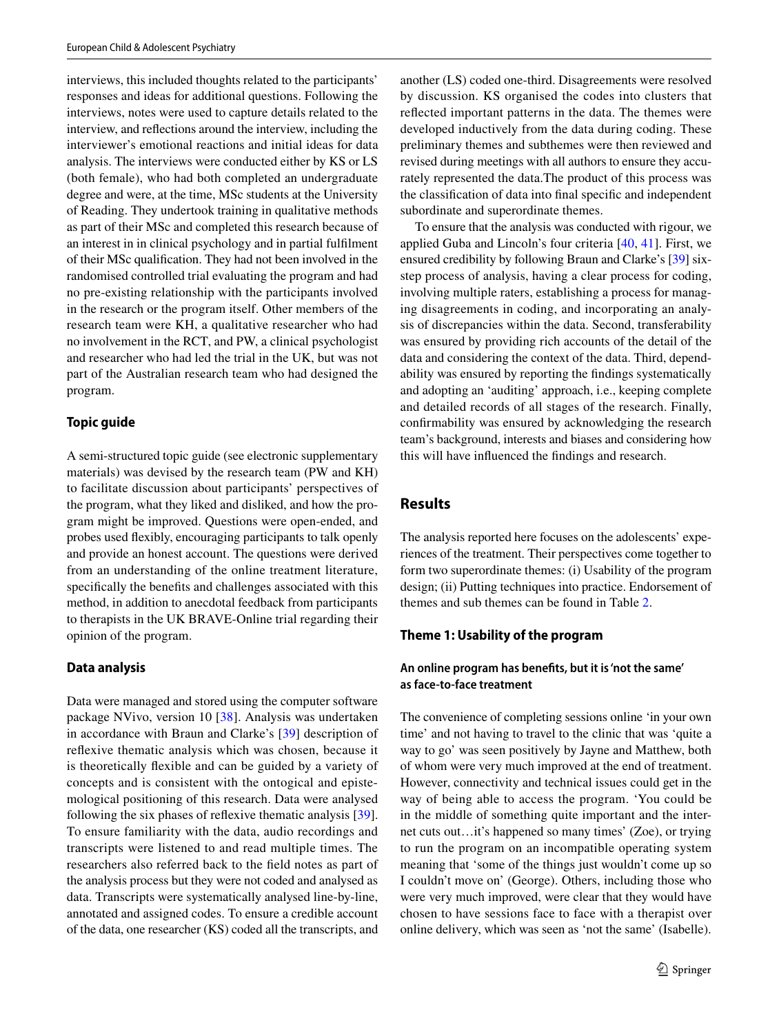interviews, this included thoughts related to the participants' responses and ideas for additional questions. Following the interviews, notes were used to capture details related to the interview, and reflections around the interview, including the interviewer's emotional reactions and initial ideas for data analysis. The interviews were conducted either by KS or LS (both female), who had both completed an undergraduate degree and were, at the time, MSc students at the University of Reading. They undertook training in qualitative methods as part of their MSc and completed this research because of an interest in in clinical psychology and in partial fulfilment of their MSc qualification. They had not been involved in the randomised controlled trial evaluating the program and had no pre-existing relationship with the participants involved in the research or the program itself. Other members of the research team were KH, a qualitative researcher who had no involvement in the RCT, and PW, a clinical psychologist and researcher who had led the trial in the UK, but was not part of the Australian research team who had designed the program.

### Topic guide

A semi-structured topic guide (see electronic supplementary materials) was devised by the research team (PW and KH) to facilitate discussion about participants' perspectives of the program, what they liked and disliked, and how the program might be improved. Questions were open-ended, and probes used flexibly, encouraging participants to talk openly and provide an honest account. The questions were derived from an understanding of the online treatment literature, specifically the benefits and challenges associated with this method, in addition to anecdotal feedback from participants to therapists in the UK BRAVE-Online trial regarding their opinion of the program.

### Data analysis

Data were managed and stored using the computer software package NVivo, version 10 [38]. Analysis was undertaken in accordance with Braun and Clarke's [39] description of reflexive thematic analysis which was chosen, because it is theoretically flexible and can be guided by a variety of concepts and is consistent with the ontogical and epistemological positioning of this research. Data were analysed following the six phases of reflexive thematic analysis [39]. To ensure familiarity with the data, audio recordings and transcripts were listened to and read multiple times. The researchers also referred back to the field notes as part of the analysis process but they were not coded and analysed as data. Transcripts were systematically analysed line-by-line, annotated and assigned codes. To ensure a credible account of the data, one researcher (KS) coded all the transcripts, and another (LS) coded one-third. Disagreements were resolved by discussion. KS organised the codes into clusters that reflected important patterns in the data. The themes were developed inductively from the data during coding. These preliminary themes and subthemes were then reviewed and revised during meetings with all authors to ensure they accurately represented the data.The product of this process was the classification of data into final specific and independent subordinate and superordinate themes.

To ensure that the analysis was conducted with rigour, we applied Guba and Lincoln's four criteria [40, 41]. First, we ensured credibility by following Braun and Clarke's [39] six-step process of analysis, having a clear process for coding, involving multiple raters, establishing a process for managing disagreements in coding, and incorporating an analysis of discrepancies within the data. Second, transferability was ensured by providing rich accounts of the detail of the data and considering the context of the data. Third, dependability was ensured by reporting the findings systematically and adopting an 'auditing' approach, i.e., keeping complete and detailed records of all stages of the research. Finally, confirmability was ensured by acknowledging the research team's background, interests and biases and considering how this will have influenced the findings and research.

## Results

The analysis reported here focuses on the adolescents' experiences of the treatment. Their perspectives come together to form two superordinate themes: (i) Usability of the program design; (ii) Putting techniques into practice. Endorsement of themes and sub themes can be found in Table 2.

### Theme 1: Usability of the program

#### An online program has benefits, but it is 'not the same' as face-to-face treatment

The convenience of completing sessions online 'in your own time' and not having to travel to the clinic that was 'quite a way to go' was seen positively by Jayne and Matthew, both of whom were very much improved at the end of treatment. However, connectivity and technical issues could get in the way of being able to access the program. 'You could be in the middle of something quite important and the internet cuts out…it's happened so many times' (Zoe), or trying to run the program on an incompatible operating system meaning that 'some of the things just wouldn't come up so I couldn't move on' (George). Others, including those who were very much improved, were clear that they would have chosen to have sessions face to face with a therapist over online delivery, which was seen as 'not the same' (Isabelle).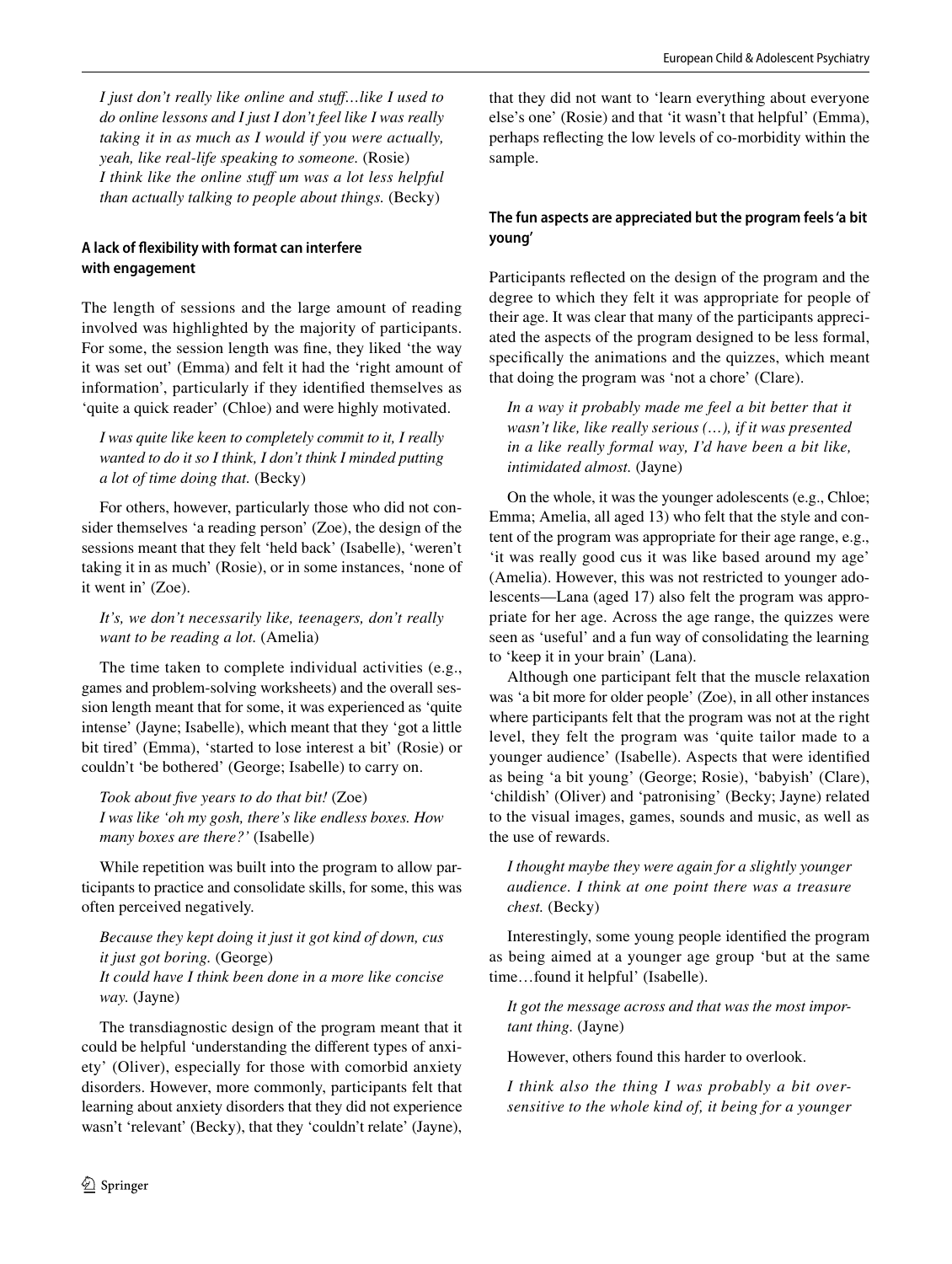*I just don't really like online and stuff…like I used to do online lessons and I just I don't feel like I was really taking it in as much as I would if you were actually, yeah, like real-life speaking to someone.* (Rosie)
*I think like the online stuff um was a lot less helpful than actually talking to people about things.* (Becky)

#### A lack of flexibility with format can interfere with engagement

The length of sessions and the large amount of reading involved was highlighted by the majority of participants. For some, the session length was fine, they liked 'the way it was set out' (Emma) and felt it had the 'right amount of information', particularly if they identified themselves as 'quite a quick reader' (Chloe) and were highly motivated.

> *I was quite like keen to completely commit to it, I really wanted to do it so I think, I don't think I minded putting a lot of time doing that.* (Becky)

For others, however, particularly those who did not consider themselves 'a reading person' (Zoe), the design of the sessions meant that they felt 'held back' (Isabelle), 'weren't taking it in as much' (Rosie), or in some instances, 'none of it went in' (Zoe).

> *It's, we don't necessarily like, teenagers, don't really want to be reading a lot.* (Amelia)

The time taken to complete individual activities (e.g., games and problem-solving worksheets) and the overall session length meant that for some, it was experienced as 'quite intense' (Jayne; Isabelle), which meant that they 'got a little bit tired' (Emma), 'started to lose interest a bit' (Rosie) or couldn't 'be bothered' (George; Isabelle) to carry on.

> *Took about five years to do that bit!* (Zoe)
> *I was like 'oh my gosh, there's like endless boxes. How many boxes are there?'* (Isabelle)

While repetition was built into the program to allow participants to practice and consolidate skills, for some, this was often perceived negatively.

> *Because they kept doing it just it got kind of down, cus it just got boring.* (George)
> *It could have I think been done in a more like concise way.* (Jayne)

The transdiagnostic design of the program meant that it could be helpful 'understanding the different types of anxiety' (Oliver), especially for those with comorbid anxiety disorders. However, more commonly, participants felt that learning about anxiety disorders that they did not experience wasn't 'relevant' (Becky), that they 'couldn't relate' (Jayne), that they did not want to 'learn everything about everyone else's one' (Rosie) and that 'it wasn't that helpful' (Emma), perhaps reflecting the low levels of co-morbidity within the sample.

#### The fun aspects are appreciated but the program feels 'a bit young'

Participants reflected on the design of the program and the degree to which they felt it was appropriate for people of their age. It was clear that many of the participants appreciated the aspects of the program designed to be less formal, specifically the animations and the quizzes, which meant that doing the program was 'not a chore' (Clare).

> *In a way it probably made me feel a bit better that it wasn't like, like really serious (…), if it was presented in a like really formal way, I'd have been a bit like, intimidated almost.* (Jayne)

On the whole, it was the younger adolescents (e.g., Chloe; Emma; Amelia, all aged 13) who felt that the style and content of the program was appropriate for their age range, e.g., 'it was really good cus it was like based around my age' (Amelia). However, this was not restricted to younger adolescents—Lana (aged 17) also felt the program was appropriate for her age. Across the age range, the quizzes were seen as 'useful' and a fun way of consolidating the learning to 'keep it in your brain' (Lana).

Although one participant felt that the muscle relaxation was 'a bit more for older people' (Zoe), in all other instances where participants felt that the program was not at the right level, they felt the program was 'quite tailor made to a younger audience' (Isabelle). Aspects that were identified as being 'a bit young' (George; Rosie), 'babyish' (Clare), 'childish' (Oliver) and 'patronising' (Becky; Jayne) related to the visual images, games, sounds and music, as well as the use of rewards.

> *I thought maybe they were again for a slightly younger audience. I think at one point there was a treasure chest.* (Becky)

Interestingly, some young people identified the program as being aimed at a younger age group 'but at the same time…found it helpful' (Isabelle).

> *It got the message across and that was the most important thing.* (Jayne)

However, others found this harder to overlook.

> *I think also the thing I was probably a bit oversensitive to the whole kind of, it being for a younger*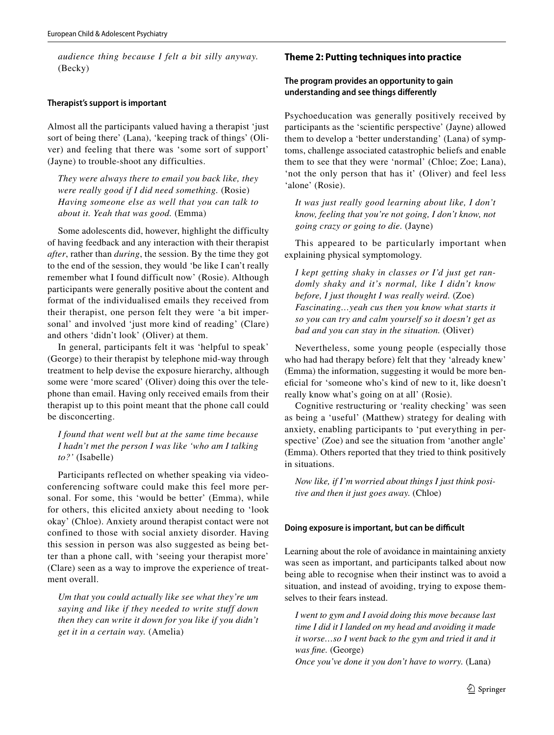*audience thing because I felt a bit silly anyway.* (Becky)

### Therapist's support is important

Almost all the participants valued having a therapist 'just sort of being there' (Lana), 'keeping track of things' (Oliver) and feeling that there was 'some sort of support' (Jayne) to trouble-shoot any difficulties.

> *They were always there to email you back like, they were really good if I did need something.* (Rosie)
> *Having someone else as well that you can talk to about it. Yeah that was good.* (Emma)

Some adolescents did, however, highlight the difficulty of having feedback and any interaction with their therapist *after*, rather than *during*, the session. By the time they got to the end of the session, they would 'be like I can't really remember what I found difficult now' (Rosie). Although participants were generally positive about the content and format of the individualised emails they received from their therapist, one person felt they were 'a bit impersonal' and involved 'just more kind of reading' (Clare) and others 'didn't look' (Oliver) at them.

In general, participants felt it was 'helpful to speak' (George) to their therapist by telephone mid-way through treatment to help devise the exposure hierarchy, although some were 'more scared' (Oliver) doing this over the telephone than email. Having only received emails from their therapist up to this point meant that the phone call could be disconcerting.

> *I found that went well but at the same time because I hadn't met the person I was like 'who am I talking to?'* (Isabelle)

Participants reflected on whether speaking via videoconferencing software could make this feel more personal. For some, this 'would be better' (Emma), while for others, this elicited anxiety about needing to 'look okay' (Chloe). Anxiety around therapist contact were not confined to those with social anxiety disorder. Having this session in person was also suggested as being better than a phone call, with 'seeing your therapist more' (Clare) seen as a way to improve the experience of treatment overall.

> *Um that you could actually like see what they're um saying and like if they needed to write stuff down then they can write it down for you like if you didn't get it in a certain way.* (Amelia)

## Theme 2: Putting techniques into practice

### The program provides an opportunity to gain understanding and see things differently

Psychoeducation was generally positively received by participants as the 'scientific perspective' (Jayne) allowed them to develop a 'better understanding' (Lana) of symptoms, challenge associated catastrophic beliefs and enable them to see that they were 'normal' (Chloe; Zoe; Lana), 'not the only person that has it' (Oliver) and feel less 'alone' (Rosie).

> *It was just really good learning about like, I don't know, feeling that you're not going, I don't know, not going crazy or going to die.* (Jayne)

This appeared to be particularly important when explaining physical symptomology.

> *I kept getting shaky in classes or I'd just get randomly shaky and it's normal, like I didn't know before, I just thought I was really weird.* (Zoe)
> *Fascinating…yeah cus then you know what starts it so you can try and calm yourself so it doesn't get as bad and you can stay in the situation.* (Oliver)

Nevertheless, some young people (especially those who had had therapy before) felt that they 'already knew' (Emma) the information, suggesting it would be more beneficial for 'someone who's kind of new to it, like doesn't really know what's going on at all' (Rosie).

Cognitive restructuring or 'reality checking' was seen as being a 'useful' (Matthew) strategy for dealing with anxiety, enabling participants to 'put everything in perspective' (Zoe) and see the situation from 'another angle' (Emma). Others reported that they tried to think positively in situations.

> *Now like, if I'm worried about things I just think positive and then it just goes away.* (Chloe)

### Doing exposure is important, but can be difficult

Learning about the role of avoidance in maintaining anxiety was seen as important, and participants talked about now being able to recognise when their instinct was to avoid a situation, and instead of avoiding, trying to expose themselves to their fears instead.

> *I went to gym and I avoid doing this move because last time I did it I landed on my head and avoiding it made it worse…so I went back to the gym and tried it and it was fine.* (George)
> *Once you've done it you don't have to worry.* (Lana)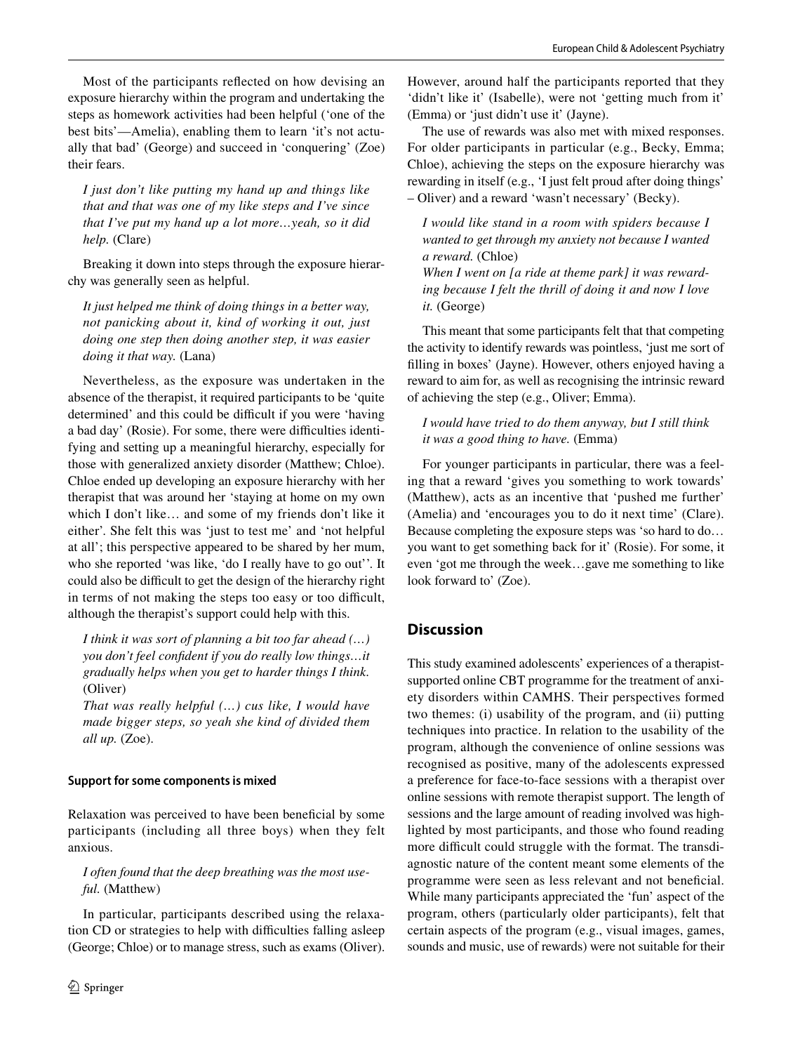Most of the participants reflected on how devising an exposure hierarchy within the program and undertaking the steps as homework activities had been helpful ('one of the best bits'—Amelia), enabling them to learn 'it's not actually that bad' (George) and succeed in 'conquering' (Zoe) their fears.

> *I just don't like putting my hand up and things like that and that was one of my like steps and I've since that I've put my hand up a lot more…yeah, so it did help.* (Clare)

Breaking it down into steps through the exposure hierarchy was generally seen as helpful.

> *It just helped me think of doing things in a better way, not panicking about it, kind of working it out, just doing one step then doing another step, it was easier doing it that way.* (Lana)

Nevertheless, as the exposure was undertaken in the absence of the therapist, it required participants to be 'quite determined' and this could be difficult if you were 'having a bad day' (Rosie). For some, there were difficulties identifying and setting up a meaningful hierarchy, especially for those with generalized anxiety disorder (Matthew; Chloe). Chloe ended up developing an exposure hierarchy with her therapist that was around her 'staying at home on my own which I don't like… and some of my friends don't like it either'. She felt this was 'just to test me' and 'not helpful at all'; this perspective appeared to be shared by her mum, who she reported 'was like, 'do I really have to go out''. It could also be difficult to get the design of the hierarchy right in terms of not making the steps too easy or too difficult, although the therapist's support could help with this.

> *I think it was sort of planning a bit too far ahead (…) you don't feel confident if you do really low things…it gradually helps when you get to harder things I think.* (Oliver)
>
> *That was really helpful (…) cus like, I would have made bigger steps, so yeah she kind of divided them all up.* (Zoe).

#### Support for some components is mixed

Relaxation was perceived to have been beneficial by some participants (including all three boys) when they felt anxious.

> *I often found that the deep breathing was the most useful.* (Matthew)

In particular, participants described using the relaxation CD or strategies to help with difficulties falling asleep (George; Chloe) or to manage stress, such as exams (Oliver). However, around half the participants reported that they 'didn't like it' (Isabelle), were not 'getting much from it' (Emma) or 'just didn't use it' (Jayne).

The use of rewards was also met with mixed responses. For older participants in particular (e.g., Becky, Emma; Chloe), achieving the steps on the exposure hierarchy was rewarding in itself (e.g., 'I just felt proud after doing things' – Oliver) and a reward 'wasn't necessary' (Becky).

> *I would like stand in a room with spiders because I wanted to get through my anxiety not because I wanted a reward.* (Chloe)
>
> *When I went on [a ride at theme park] it was rewarding because I felt the thrill of doing it and now I love it.* (George)

This meant that some participants felt that that competing the activity to identify rewards was pointless, 'just me sort of filling in boxes' (Jayne). However, others enjoyed having a reward to aim for, as well as recognising the intrinsic reward of achieving the step (e.g., Oliver; Emma).

> *I would have tried to do them anyway, but I still think it was a good thing to have.* (Emma)

For younger participants in particular, there was a feeling that a reward 'gives you something to work towards' (Matthew), acts as an incentive that 'pushed me further' (Amelia) and 'encourages you to do it next time' (Clare). Because completing the exposure steps was 'so hard to do… you want to get something back for it' (Rosie). For some, it even 'got me through the week…gave me something to like look forward to' (Zoe).

## Discussion

This study examined adolescents' experiences of a therapist-supported online CBT programme for the treatment of anxiety disorders within CAMHS. Their perspectives formed two themes: (i) usability of the program, and (ii) putting techniques into practice. In relation to the usability of the program, although the convenience of online sessions was recognised as positive, many of the adolescents expressed a preference for face-to-face sessions with a therapist over online sessions with remote therapist support. The length of sessions and the large amount of reading involved was highlighted by most participants, and those who found reading more difficult could struggle with the format. The transdiagnostic nature of the content meant some elements of the programme were seen as less relevant and not beneficial. While many participants appreciated the 'fun' aspect of the program, others (particularly older participants), felt that certain aspects of the program (e.g., visual images, games, sounds and music, use of rewards) were not suitable for their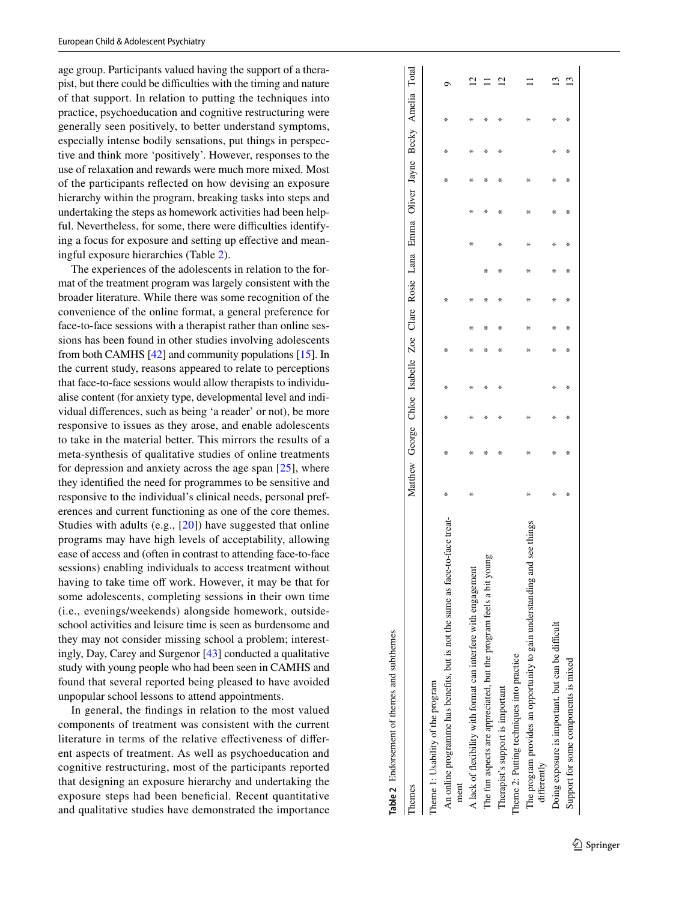age group. Participants valued having the support of a therapist, but there could be difficulties with the timing and nature of that support. In relation to putting the techniques into practice, psychoeducation and cognitive restructuring were generally seen positively, to better understand symptoms, especially intense bodily sensations, put things in perspective and think more 'positively'. However, responses to the use of relaxation and rewards were much more mixed. Most of the participants reflected on how devising an exposure hierarchy within the program, breaking tasks into steps and undertaking the steps as homework activities had been helpful. Nevertheless, for some, there were difficulties identifying a focus for exposure and setting up effective and meaningful exposure hierarchies (Table 2).

The experiences of the adolescents in relation to the format of the treatment program was largely consistent with the broader literature. While there was some recognition of the convenience of the online format, a general preference for face-to-face sessions with a therapist rather than online sessions has been found in other studies involving adolescents from both CAMHS [42] and community populations [15]. In the current study, reasons appeared to relate to perceptions that face-to-face sessions would allow therapists to individualise content (for anxiety type, developmental level and individual differences, such as being 'a reader' or not), be more responsive to issues as they arose, and enable adolescents to take in the material better. This mirrors the results of a meta-synthesis of qualitative studies of online treatments for depression and anxiety across the age span [25], where they identified the need for programmes to be sensitive and responsive to the individual's clinical needs, personal preferences and current functioning as one of the core themes. Studies with adults (e.g., [20]) have suggested that online programs may have high levels of acceptability, allowing ease of access and (often in contrast to attending face-to-face sessions) enabling individuals to access treatment without having to take time off work. However, it may be that for some adolescents, completing sessions in their own time (i.e., evenings/weekends) alongside homework, outside-school activities and leisure time is seen as burdensome and they may not consider missing school a problem; interestingly, Day, Carey and Surgenor [43] conducted a qualitative study with young people who had been seen in CAMHS and found that several reported being pleased to have avoided unpopular school lessons to attend appointments.

In general, the findings in relation to the most valued components of treatment was consistent with the current literature in terms of the relative effectiveness of different aspects of treatment. As well as psychoeducation and cognitive restructuring, most of the participants reported that designing an exposure hierarchy and undertaking the exposure steps had been beneficial. Recent quantitative and qualitative studies have demonstrated the importance

**Table 2** Endorsement of themes and subthemes

| Themes | Matthew | George | Chloe | Isabelle | Zoe | Clare | Rosie | Lana | Emma | Oliver | Jayne | Becky | Amelia | Total |
|---|---|---|---|---|---|---|---|---|---|---|---|---|---|---|
| Theme 1: Usability of the program | | | | | | | | | | | | | | |
| An online programme has benefits, but is not the same as face-to-face treatment | * | * | * | * | * | | * | | | | * | * | * | 9 |
| A lack of flexibility with format can interfere with engagement | * | * | * | * | * | * | * | | * | * | * | * | * | 12 |
| The fun aspects are appreciated, but the program feels a bit young | | * | * | * | * | * | * | * | | * | * | * | * | 11 |
| Therapist's support is important | | * | * | * | * | * | * | * | * | * | * | * | * | 12 |
| Theme 2: Putting techniques into practice | | | | | | | | | | | | | | |
| The program provides an opportunity to gain understanding and see things differently | * | * | * | | * | * | * | * | * | * | * | | * | 11 |
| Doing exposure is important, but can be difficult | * | * | * | * | * | * | * | * | * | * | * | * | * | 13 |
| Support for some components is mixed | * | * | * | * | * | * | * | * | * | * | * | * | * | 13 |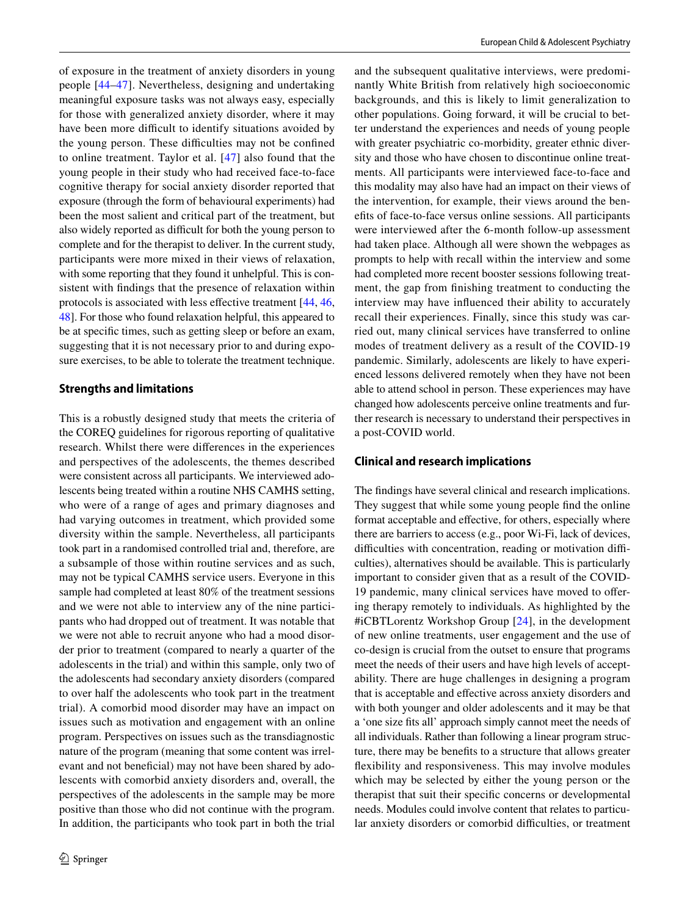of exposure in the treatment of anxiety disorders in young people [44–47]. Nevertheless, designing and undertaking meaningful exposure tasks was not always easy, especially for those with generalized anxiety disorder, where it may have been more difficult to identify situations avoided by the young person. These difficulties may not be confined to online treatment. Taylor et al. [47] also found that the young people in their study who had received face-to-face cognitive therapy for social anxiety disorder reported that exposure (through the form of behavioural experiments) had been the most salient and critical part of the treatment, but also widely reported as difficult for both the young person to complete and for the therapist to deliver. In the current study, participants were more mixed in their views of relaxation, with some reporting that they found it unhelpful. This is consistent with findings that the presence of relaxation within protocols is associated with less effective treatment [44, 46, 48]. For those who found relaxation helpful, this appeared to be at specific times, such as getting sleep or before an exam, suggesting that it is not necessary prior to and during exposure exercises, to be able to tolerate the treatment technique.

## Strengths and limitations

This is a robustly designed study that meets the criteria of the COREQ guidelines for rigorous reporting of qualitative research. Whilst there were differences in the experiences and perspectives of the adolescents, the themes described were consistent across all participants. We interviewed adolescents being treated within a routine NHS CAMHS setting, who were of a range of ages and primary diagnoses and had varying outcomes in treatment, which provided some diversity within the sample. Nevertheless, all participants took part in a randomised controlled trial and, therefore, are a subsample of those within routine services and as such, may not be typical CAMHS service users. Everyone in this sample had completed at least 80% of the treatment sessions and we were not able to interview any of the nine participants who had dropped out of treatment. It was notable that we were not able to recruit anyone who had a mood disorder prior to treatment (compared to nearly a quarter of the adolescents in the trial) and within this sample, only two of the adolescents had secondary anxiety disorders (compared to over half the adolescents who took part in the treatment trial). A comorbid mood disorder may have an impact on issues such as motivation and engagement with an online program. Perspectives on issues such as the transdiagnostic nature of the program (meaning that some content was irrelevant and not beneficial) may not have been shared by adolescents with comorbid anxiety disorders and, overall, the perspectives of the adolescents in the sample may be more positive than those who did not continue with the program. In addition, the participants who took part in both the trial and the subsequent qualitative interviews, were predominantly White British from relatively high socioeconomic backgrounds, and this is likely to limit generalization to other populations. Going forward, it will be crucial to better understand the experiences and needs of young people with greater psychiatric co-morbidity, greater ethnic diversity and those who have chosen to discontinue online treatments. All participants were interviewed face-to-face and this modality may also have had an impact on their views of the intervention, for example, their views around the benefits of face-to-face versus online sessions. All participants were interviewed after the 6-month follow-up assessment had taken place. Although all were shown the webpages as prompts to help with recall within the interview and some had completed more recent booster sessions following treatment, the gap from finishing treatment to conducting the interview may have influenced their ability to accurately recall their experiences. Finally, since this study was carried out, many clinical services have transferred to online modes of treatment delivery as a result of the COVID-19 pandemic. Similarly, adolescents are likely to have experienced lessons delivered remotely when they have not been able to attend school in person. These experiences may have changed how adolescents perceive online treatments and further research is necessary to understand their perspectives in a post-COVID world.

## Clinical and research implications

The findings have several clinical and research implications. They suggest that while some young people find the online format acceptable and effective, for others, especially where there are barriers to access (e.g., poor Wi-Fi, lack of devices, difficulties with concentration, reading or motivation difficulties), alternatives should be available. This is particularly important to consider given that as a result of the COVID-19 pandemic, many clinical services have moved to offering therapy remotely to individuals. As highlighted by the #iCBTLorentz Workshop Group [24], in the development of new online treatments, user engagement and the use of co-design is crucial from the outset to ensure that programs meet the needs of their users and have high levels of acceptability. There are huge challenges in designing a program that is acceptable and effective across anxiety disorders and with both younger and older adolescents and it may be that a 'one size fits all' approach simply cannot meet the needs of all individuals. Rather than following a linear program structure, there may be benefits to a structure that allows greater flexibility and responsiveness. This may involve modules which may be selected by either the young person or the therapist that suit their specific concerns or developmental needs. Modules could involve content that relates to particular anxiety disorders or comorbid difficulties, or treatment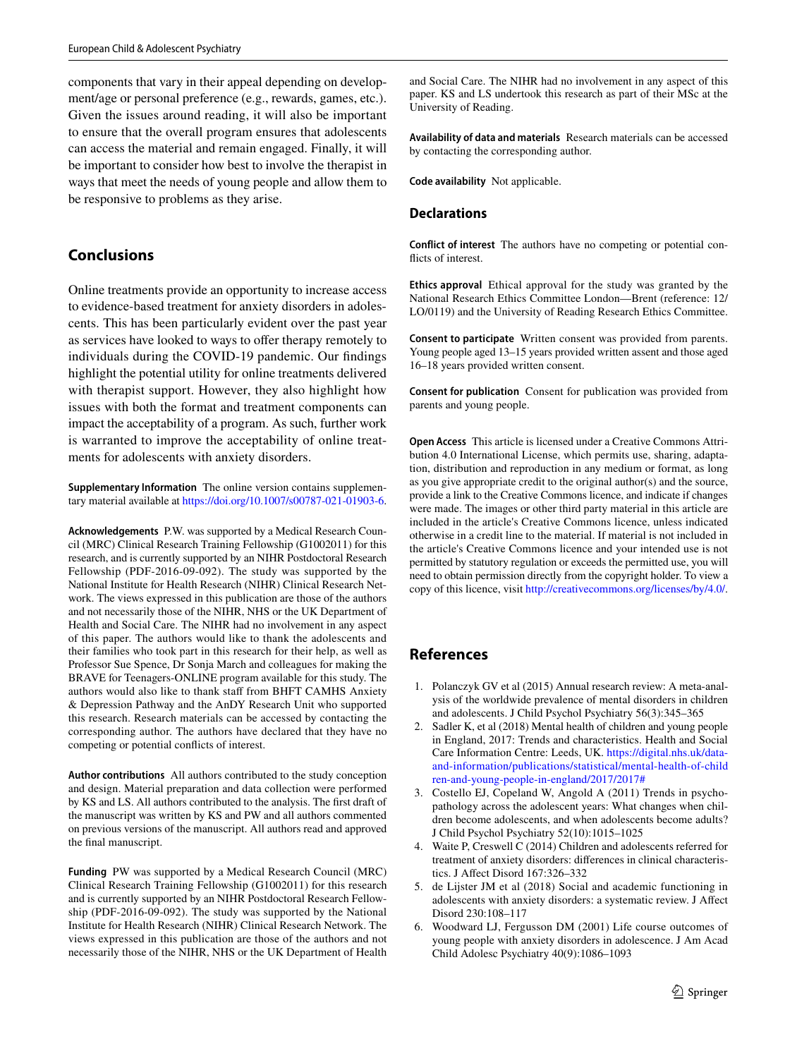components that vary in their appeal depending on development/age or personal preference (e.g., rewards, games, etc.). Given the issues around reading, it will also be important to ensure that the overall program ensures that adolescents can access the material and remain engaged. Finally, it will be important to consider how best to involve the therapist in ways that meet the needs of young people and allow them to be responsive to problems as they arise.

## Conclusions

Online treatments provide an opportunity to increase access to evidence-based treatment for anxiety disorders in adolescents. This has been particularly evident over the past year as services have looked to ways to offer therapy remotely to individuals during the COVID-19 pandemic. Our findings highlight the potential utility for online treatments delivered with therapist support. However, they also highlight how issues with both the format and treatment components can impact the acceptability of a program. As such, further work is warranted to improve the acceptability of online treatments for adolescents with anxiety disorders.

**Supplementary Information** The online version contains supplementary material available at https://doi.org/10.1007/s00787-021-01903-6.

**Acknowledgements** P.W. was supported by a Medical Research Council (MRC) Clinical Research Training Fellowship (G1002011) for this research, and is currently supported by an NIHR Postdoctoral Research Fellowship (PDF-2016-09-092). The study was supported by the National Institute for Health Research (NIHR) Clinical Research Network. The views expressed in this publication are those of the authors and not necessarily those of the NIHR, NHS or the UK Department of Health and Social Care. The NIHR had no involvement in any aspect of this paper. The authors would like to thank the adolescents and their families who took part in this research for their help, as well as Professor Sue Spence, Dr Sonja March and colleagues for making the BRAVE for Teenagers-ONLINE program available for this study. The authors would also like to thank staff from BHFT CAMHS Anxiety & Depression Pathway and the AnDY Research Unit who supported this research. Research materials can be accessed by contacting the corresponding author. The authors have declared that they have no competing or potential conflicts of interest.

**Author contributions** All authors contributed to the study conception and design. Material preparation and data collection were performed by KS and LS. All authors contributed to the analysis. The first draft of the manuscript was written by KS and PW and all authors commented on previous versions of the manuscript. All authors read and approved the final manuscript.

**Funding** PW was supported by a Medical Research Council (MRC) Clinical Research Training Fellowship (G1002011) for this research and is currently supported by an NIHR Postdoctoral Research Fellowship (PDF-2016-09-092). The study was supported by the National Institute for Health Research (NIHR) Clinical Research Network. The views expressed in this publication are those of the authors and not necessarily those of the NIHR, NHS or the UK Department of Health and Social Care. The NIHR had no involvement in any aspect of this paper. KS and LS undertook this research as part of their MSc at the University of Reading.

**Availability of data and materials** Research materials can be accessed by contacting the corresponding author.

**Code availability** Not applicable.

## Declarations

**Conflict of interest** The authors have no competing or potential conflicts of interest.

**Ethics approval** Ethical approval for the study was granted by the National Research Ethics Committee London—Brent (reference: 12/LO/0119) and the University of Reading Research Ethics Committee.

**Consent to participate** Written consent was provided from parents. Young people aged 13–15 years provided written assent and those aged 16–18 years provided written consent.

**Consent for publication** Consent for publication was provided from parents and young people.

**Open Access** This article is licensed under a Creative Commons Attribution 4.0 International License, which permits use, sharing, adaptation, distribution and reproduction in any medium or format, as long as you give appropriate credit to the original author(s) and the source, provide a link to the Creative Commons licence, and indicate if changes were made. The images or other third party material in this article are included in the article's Creative Commons licence, unless indicated otherwise in a credit line to the material. If material is not included in the article's Creative Commons licence and your intended use is not permitted by statutory regulation or exceeds the permitted use, you will need to obtain permission directly from the copyright holder. To view a copy of this licence, visit http://creativecommons.org/licenses/by/4.0/.

## References

1. Polanczyk GV et al (2015) Annual research review: A meta-analysis of the worldwide prevalence of mental disorders in children and adolescents. J Child Psychol Psychiatry 56(3):345–365
2. Sadler K, et al (2018) Mental health of children and young people in England, 2017: Trends and characteristics. Health and Social Care Information Centre: Leeds, UK. https://digital.nhs.uk/data-and-information/publications/statistical/mental-health-of-children-and-young-people-in-england/2017/2017#
3. Costello EJ, Copeland W, Angold A (2011) Trends in psychopathology across the adolescent years: What changes when children become adolescents, and when adolescents become adults? J Child Psychol Psychiatry 52(10):1015–1025
4. Waite P, Creswell C (2014) Children and adolescents referred for treatment of anxiety disorders: differences in clinical characteristics. J Affect Disord 167:326–332
5. de Lijster JM et al (2018) Social and academic functioning in adolescents with anxiety disorders: a systematic review. J Affect Disord 230:108–117
6. Woodward LJ, Fergusson DM (2001) Life course outcomes of young people with anxiety disorders in adolescence. J Am Acad Child Adolesc Psychiatry 40(9):1086–1093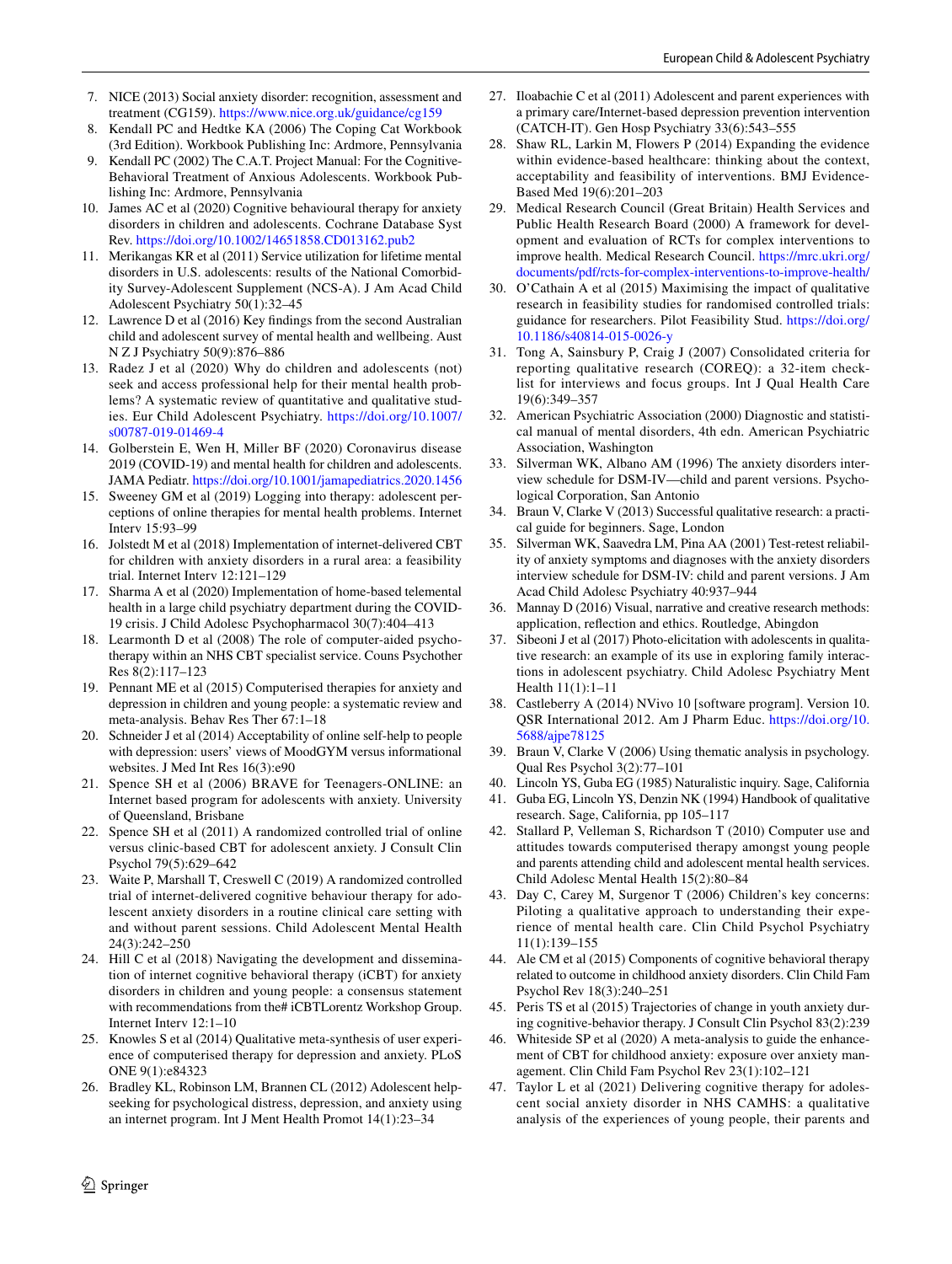7. NICE (2013) Social anxiety disorder: recognition, assessment and treatment (CG159). https://www.nice.org.uk/guidance/cg159
8. Kendall PC and Hedtke KA (2006) The Coping Cat Workbook (3rd Edition). Workbook Publishing Inc: Ardmore, Pennsylvania
9. Kendall PC (2002) The C.A.T. Project Manual: For the Cognitive-Behavioral Treatment of Anxious Adolescents. Workbook Publishing Inc: Ardmore, Pennsylvania
10. James AC et al (2020) Cognitive behavioural therapy for anxiety disorders in children and adolescents. Cochrane Database Syst Rev. https://doi.org/10.1002/14651858.CD013162.pub2
11. Merikangas KR et al (2011) Service utilization for lifetime mental disorders in U.S. adolescents: results of the National Comorbidity Survey-Adolescent Supplement (NCS-A). J Am Acad Child Adolescent Psychiatry 50(1):32–45
12. Lawrence D et al (2016) Key findings from the second Australian child and adolescent survey of mental health and wellbeing. Aust N Z J Psychiatry 50(9):876–886
13. Radez J et al (2020) Why do children and adolescents (not) seek and access professional help for their mental health problems? A systematic review of quantitative and qualitative studies. Eur Child Adolescent Psychiatry. https://doi.org/10.1007/s00787-019-01469-4
14. Golberstein E, Wen H, Miller BF (2020) Coronavirus disease 2019 (COVID-19) and mental health for children and adolescents. JAMA Pediatr. https://doi.org/10.1001/jamapediatrics.2020.1456
15. Sweeney GM et al (2019) Logging into therapy: adolescent perceptions of online therapies for mental health problems. Internet Interv 15:93–99
16. Jolstedt M et al (2018) Implementation of internet-delivered CBT for children with anxiety disorders in a rural area: a feasibility trial. Internet Interv 12:121–129
17. Sharma A et al (2020) Implementation of home-based telemental health in a large child psychiatry department during the COVID-19 crisis. J Child Adolesc Psychopharmacol 30(7):404–413
18. Learmonth D et al (2008) The role of computer-aided psychotherapy within an NHS CBT specialist service. Couns Psychother Res 8(2):117–123
19. Pennant ME et al (2015) Computerised therapies for anxiety and depression in children and young people: a systematic review and meta-analysis. Behav Res Ther 67:1–18
20. Schneider J et al (2014) Acceptability of online self-help to people with depression: users' views of MoodGYM versus informational websites. J Med Int Res 16(3):e90
21. Spence SH et al (2006) BRAVE for Teenagers-ONLINE: an Internet based program for adolescents with anxiety. University of Queensland, Brisbane
22. Spence SH et al (2011) A randomized controlled trial of online versus clinic-based CBT for adolescent anxiety. J Consult Clin Psychol 79(5):629–642
23. Waite P, Marshall T, Creswell C (2019) A randomized controlled trial of internet-delivered cognitive behaviour therapy for adolescent anxiety disorders in a routine clinical care setting with and without parent sessions. Child Adolescent Mental Health 24(3):242–250
24. Hill C et al (2018) Navigating the development and dissemination of internet cognitive behavioral therapy (iCBT) for anxiety disorders in children and young people: a consensus statement with recommendations from the# iCBTLorentz Workshop Group. Internet Interv 12:1–10
25. Knowles S et al (2014) Qualitative meta-synthesis of user experience of computerised therapy for depression and anxiety. PLoS ONE 9(1):e84323
26. Bradley KL, Robinson LM, Brannen CL (2012) Adolescent help-seeking for psychological distress, depression, and anxiety using an internet program. Int J Ment Health Promot 14(1):23–34
27. Iloabachie C et al (2011) Adolescent and parent experiences with a primary care/Internet-based depression prevention intervention (CATCH-IT). Gen Hosp Psychiatry 33(6):543–555
28. Shaw RL, Larkin M, Flowers P (2014) Expanding the evidence within evidence-based healthcare: thinking about the context, acceptability and feasibility of interventions. BMJ Evidence-Based Med 19(6):201–203
29. Medical Research Council (Great Britain) Health Services and Public Health Research Board (2000) A framework for development and evaluation of RCTs for complex interventions to improve health. Medical Research Council. https://mrc.ukri.org/documents/pdf/rcts-for-complex-interventions-to-improve-health/
30. O'Cathain A et al (2015) Maximising the impact of qualitative research in feasibility studies for randomised controlled trials: guidance for researchers. Pilot Feasibility Stud. https://doi.org/10.1186/s40814-015-0026-y
31. Tong A, Sainsbury P, Craig J (2007) Consolidated criteria for reporting qualitative research (COREQ): a 32-item checklist for interviews and focus groups. Int J Qual Health Care 19(6):349–357
32. American Psychiatric Association (2000) Diagnostic and statistical manual of mental disorders, 4th edn. American Psychiatric Association, Washington
33. Silverman WK, Albano AM (1996) The anxiety disorders interview schedule for DSM-IV—child and parent versions. Psychological Corporation, San Antonio
34. Braun V, Clarke V (2013) Successful qualitative research: a practical guide for beginners. Sage, London
35. Silverman WK, Saavedra LM, Pina AA (2001) Test-retest reliability of anxiety symptoms and diagnoses with the anxiety disorders interview schedule for DSM-IV: child and parent versions. J Am Acad Child Adolesc Psychiatry 40:937–944
36. Mannay D (2016) Visual, narrative and creative research methods: application, reflection and ethics. Routledge, Abingdon
37. Siboeni J et al (2017) Photo-elicitation with adolescents in qualitative research: an example of its use in exploring family interactions in adolescent psychiatry. Child Adolesc Psychiatry Ment Health 11(1):1–11
38. Castleberry A (2014) NVivo 10 [software program]. Version 10. QSR International 2012. Am J Pharm Educ. https://doi.org/10.5688/ajpe78125
39. Braun V, Clarke V (2006) Using thematic analysis in psychology. Qual Res Psychol 3(2):77–101
40. Lincoln YS, Guba EG (1985) Naturalistic inquiry. Sage, California
41. Guba EG, Lincoln YS, Denzin NK (1994) Handbook of qualitative research. Sage, California, pp 105–117
42. Stallard P, Velleman S, Richardson T (2010) Computer use and attitudes towards computerised therapy amongst young people and parents attending child and adolescent mental health services. Child Adolesc Mental Health 15(2):80–84
43. Day C, Carey M, Surgenor T (2006) Children's key concerns: Piloting a qualitative approach to understanding their experience of mental health care. Clin Child Psychol Psychiatry 11(1):139–155
44. Ale CM et al (2015) Components of cognitive behavioral therapy related to outcome in childhood anxiety disorders. Clin Child Fam Psychol Rev 18(3):240–251
45. Peris TS et al (2015) Trajectories of change in youth anxiety during cognitive-behavior therapy. J Consult Clin Psychol 83(2):239
46. Whiteside SP et al (2020) A meta-analysis to guide the enhancement of CBT for childhood anxiety: exposure over anxiety management. Clin Child Fam Psychol Rev 23(1):102–121
47. Taylor L et al (2021) Delivering cognitive therapy for adolescent social anxiety disorder in NHS CAMHS: a qualitative analysis of the experiences of young people, their parents and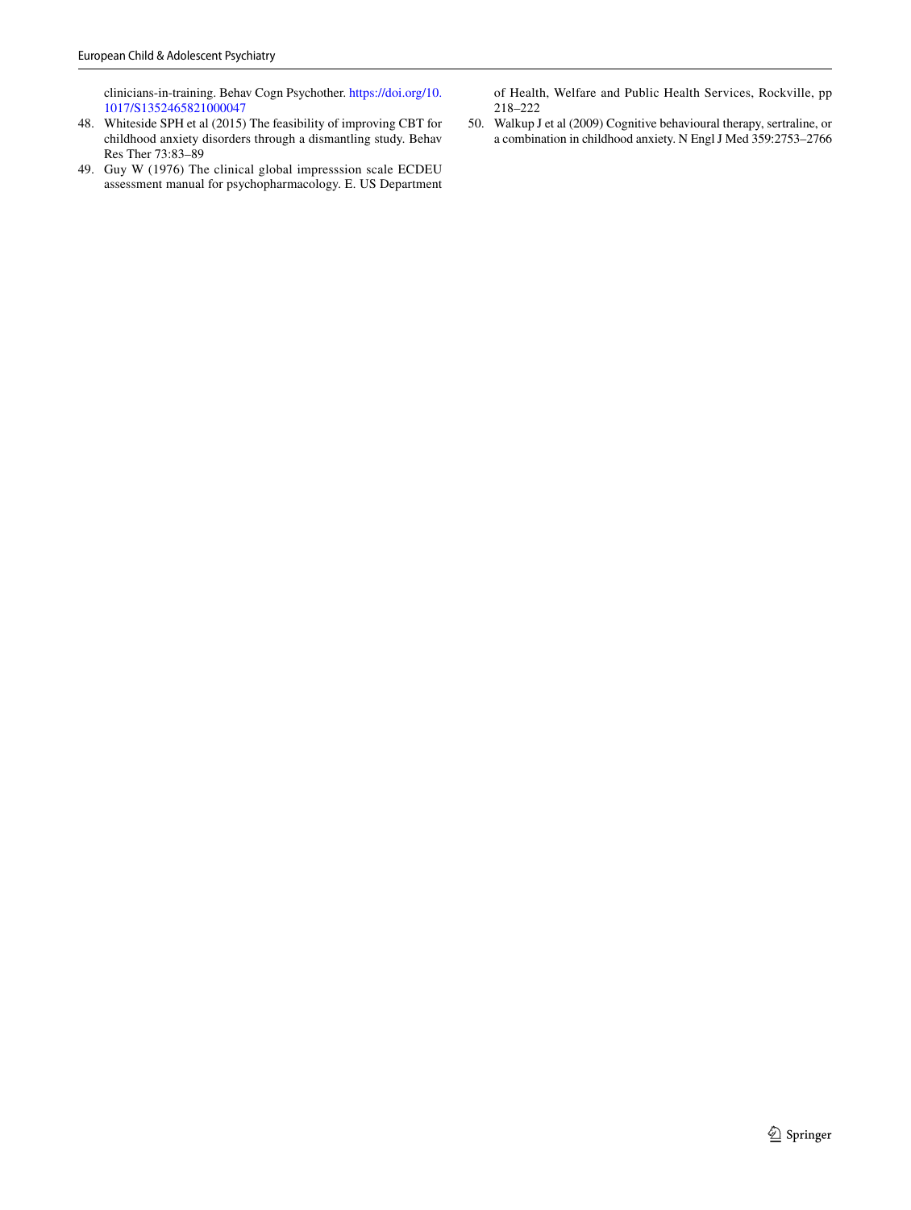clinicians-in-training. Behav Cogn Psychother. https://doi.org/10.1017/S1352465821000047

48. Whiteside SPH et al (2015) The feasibility of improving CBT for childhood anxiety disorders through a dismantling study. Behav Res Ther 73:83–89
49. Guy W (1976) The clinical global impresssion scale ECDEU assessment manual for psychopharmacology. E. US Department of Health, Welfare and Public Health Services, Rockville, pp 218–222
50. Walkup J et al (2009) Cognitive behavioural therapy, sertraline, or a combination in childhood anxiety. N Engl J Med 359:2753–2766